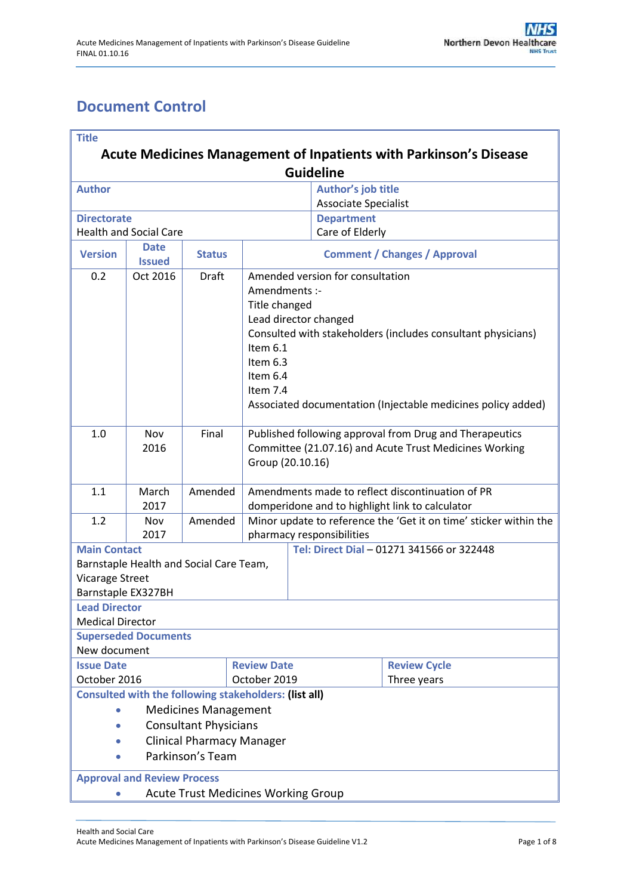# Document Control

| **Title** | | | |
|---|---|---|---|
| **Acute Medicines Management of Inpatients with Parkinson's Disease Guideline** | | | |
| **Author** | | **Author's job title**<br>Associate Specialist | |
| **Directorate**<br>Health and Social Care | | **Department**<br>Care of Elderly | |
| **Version** | **Date Issued** | **Status** | **Comment / Changes / Approval** |
| 0.2 | Oct 2016 | Draft | Amended version for consultation<br>Amendments :-<br>Title changed<br>Lead director changed<br>Consulted with stakeholders (includes consultant physicians)<br>Item 6.1<br>Item 6.3<br>Item 6.4<br>Item 7.4<br>Associated documentation (Injectable medicines policy added) |
| 1.0 | Nov 2016 | Final | Published following approval from Drug and Therapeutics Committee (21.07.16) and Acute Trust Medicines Working Group (20.10.16) |
| 1.1 | March 2017 | Amended | Amendments made to reflect discontinuation of PR domperidone and to highlight link to calculator |
| 1.2 | Nov 2017 | Amended | Minor update to reference the 'Get it on time' sticker within the pharmacy responsibilities |
| **Main Contact**<br>Barnstaple Health and Social Care Team,<br>Vicarage Street<br>Barnstaple EX327BH | | **Tel: Direct Dial** – 01271 341566 or 322448 | |
| **Lead Director**<br>Medical Director | | | |
| **Superseded Documents**<br>New document | | | |
| **Issue Date**<br>October 2016 | **Review Date**<br>October 2019 | **Review Cycle**<br>Three years | |
| **Consulted with the following stakeholders: (list all)**<br>• Medicines Management<br>• Consultant Physicians<br>• Clinical Pharmacy Manager<br>• Parkinson's Team | | | |
| **Approval and Review Process**<br>• Acute Trust Medicines Working Group | | | |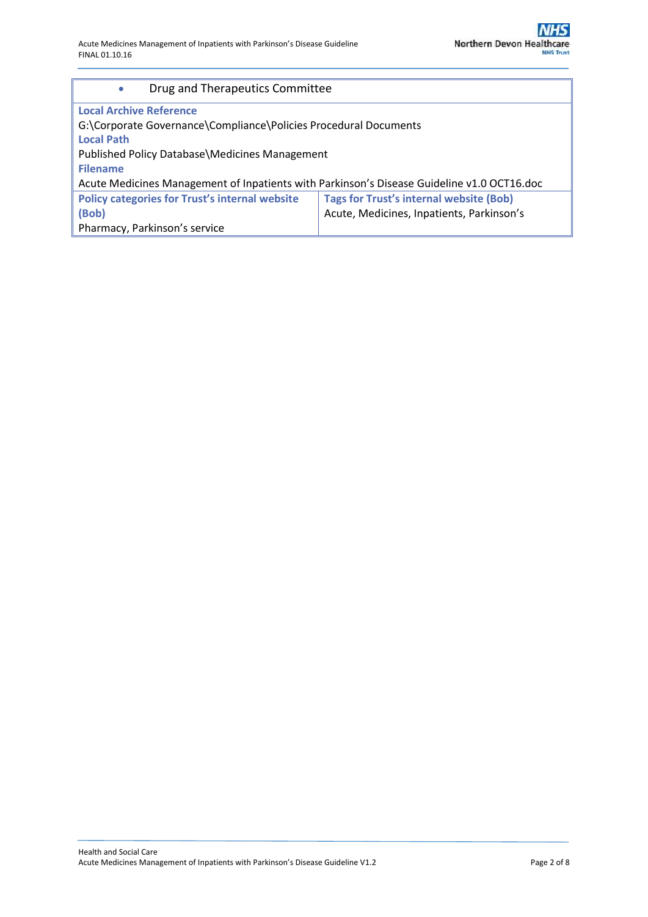- Drug and Therapeutics Committee

**Local Archive Reference**

G:\Corporate Governance\Compliance\Policies Procedural Documents

**Local Path**

Published Policy Database\Medicines Management

**Filename**

Acute Medicines Management of Inpatients with Parkinson's Disease Guideline v1.0 OCT16.doc

| **Policy categories for Trust's internal website (Bob)** | **Tags for Trust's internal website (Bob)** |
|---|---|
| Pharmacy, Parkinson's service | Acute, Medicines, Inpatients, Parkinson's |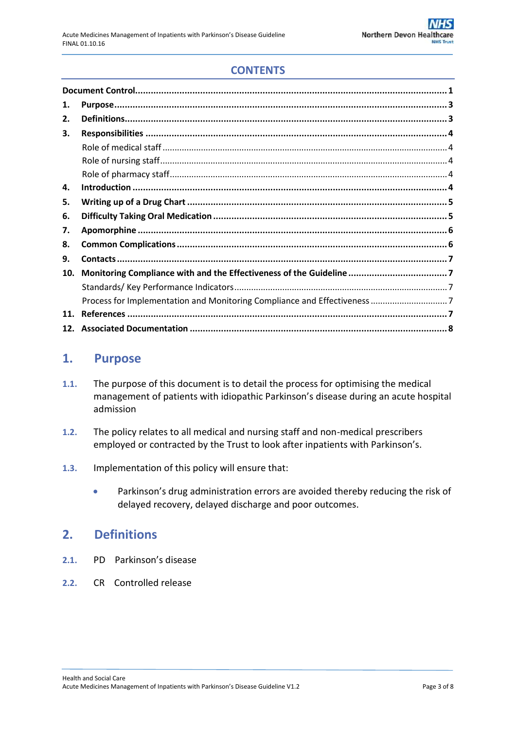## CONTENTS

| | | |
|---|---|---|
| **Document Control** | | **1** |
| **1.** | **Purpose** | **3** |
| **2.** | **Definitions** | **3** |
| **3.** | **Responsibilities** | **4** |
| | Role of medical staff | 4 |
| | Role of nursing staff | 4 |
| | Role of pharmacy staff | 4 |
| **4.** | **Introduction** | **4** |
| **5.** | **Writing up of a Drug Chart** | **5** |
| **6.** | **Difficulty Taking Oral Medication** | **5** |
| **7.** | **Apomorphine** | **6** |
| **8.** | **Common Complications** | **6** |
| **9.** | **Contacts** | **7** |
| **10.** | **Monitoring Compliance with and the Effectiveness of the Guideline** | **7** |
| | Standards/ Key Performance Indicators | 7 |
| | Process for Implementation and Monitoring Compliance and Effectiveness | 7 |
| **11.** | **References** | **7** |
| **12.** | **Associated Documentation** | **8** |

## 1. Purpose

1.1. The purpose of this document is to detail the process for optimising the medical management of patients with idiopathic Parkinson's disease during an acute hospital admission

1.2. The policy relates to all medical and nursing staff and non-medical prescribers employed or contracted by the Trust to look after inpatients with Parkinson's.

1.3. Implementation of this policy will ensure that:

- Parkinson's drug administration errors are avoided thereby reducing the risk of delayed recovery, delayed discharge and poor outcomes.

## 2. Definitions

2.1. PD Parkinson's disease

2.2. CR Controlled release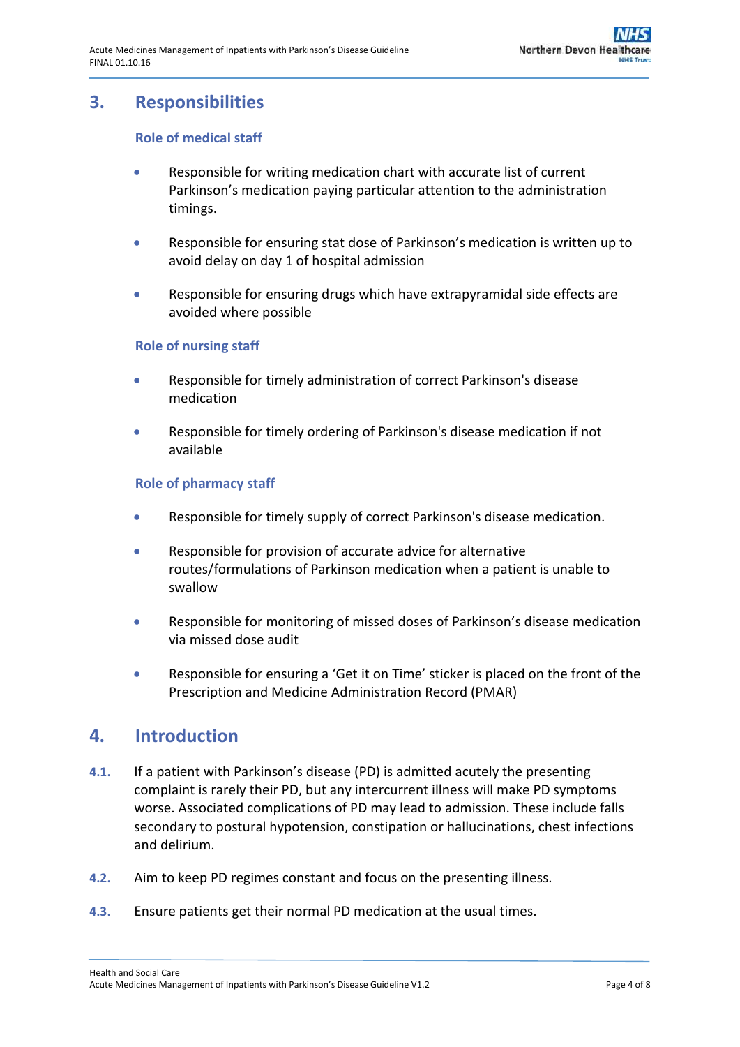## 3. Responsibilities

### Role of medical staff

- Responsible for writing medication chart with accurate list of current Parkinson's medication paying particular attention to the administration timings.
- Responsible for ensuring stat dose of Parkinson's medication is written up to avoid delay on day 1 of hospital admission
- Responsible for ensuring drugs which have extrapyramidal side effects are avoided where possible

### Role of nursing staff

- Responsible for timely administration of correct Parkinson's disease medication
- Responsible for timely ordering of Parkinson's disease medication if not available

### Role of pharmacy staff

- Responsible for timely supply of correct Parkinson's disease medication.
- Responsible for provision of accurate advice for alternative routes/formulations of Parkinson medication when a patient is unable to swallow
- Responsible for monitoring of missed doses of Parkinson's disease medication via missed dose audit
- Responsible for ensuring a 'Get it on Time' sticker is placed on the front of the Prescription and Medicine Administration Record (PMAR)

## 4. Introduction

**4.1.** If a patient with Parkinson's disease (PD) is admitted acutely the presenting complaint is rarely their PD, but any intercurrent illness will make PD symptoms worse. Associated complications of PD may lead to admission. These include falls secondary to postural hypotension, constipation or hallucinations, chest infections and delirium.

**4.2.** Aim to keep PD regimes constant and focus on the presenting illness.

**4.3.** Ensure patients get their normal PD medication at the usual times.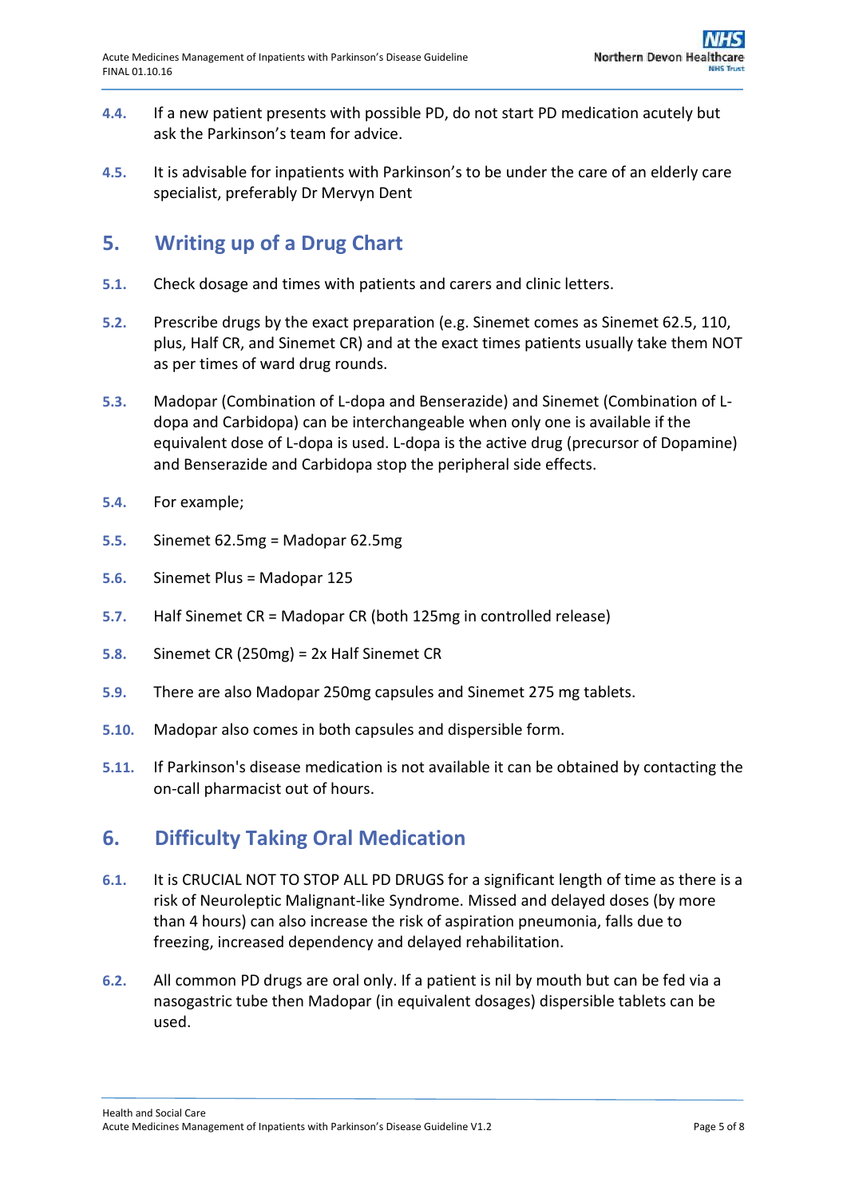**4.4.** If a new patient presents with possible PD, do not start PD medication acutely but ask the Parkinson's team for advice.

**4.5.** It is advisable for inpatients with Parkinson's to be under the care of an elderly care specialist, preferably Dr Mervyn Dent

## 5. Writing up of a Drug Chart

**5.1.** Check dosage and times with patients and carers and clinic letters.

**5.2.** Prescribe drugs by the exact preparation (e.g. Sinemet comes as Sinemet 62.5, 110, plus, Half CR, and Sinemet CR) and at the exact times patients usually take them NOT as per times of ward drug rounds.

**5.3.** Madopar (Combination of L-dopa and Benserazide) and Sinemet (Combination of L-dopa and Carbidopa) can be interchangeable when only one is available if the equivalent dose of L-dopa is used. L-dopa is the active drug (precursor of Dopamine) and Benserazide and Carbidopa stop the peripheral side effects.

**5.4.** For example;

**5.5.** Sinemet 62.5mg = Madopar 62.5mg

**5.6.** Sinemet Plus = Madopar 125

**5.7.** Half Sinemet CR = Madopar CR (both 125mg in controlled release)

**5.8.** Sinemet CR (250mg) = 2x Half Sinemet CR

**5.9.** There are also Madopar 250mg capsules and Sinemet 275 mg tablets.

**5.10.** Madopar also comes in both capsules and dispersible form.

**5.11.** If Parkinson's disease medication is not available it can be obtained by contacting the on-call pharmacist out of hours.

## 6. Difficulty Taking Oral Medication

**6.1.** It is CRUCIAL NOT TO STOP ALL PD DRUGS for a significant length of time as there is a risk of Neuroleptic Malignant-like Syndrome. Missed and delayed doses (by more than 4 hours) can also increase the risk of aspiration pneumonia, falls due to freezing, increased dependency and delayed rehabilitation.

**6.2.** All common PD drugs are oral only. If a patient is nil by mouth but can be fed via a nasogastric tube then Madopar (in equivalent dosages) dispersible tablets can be used.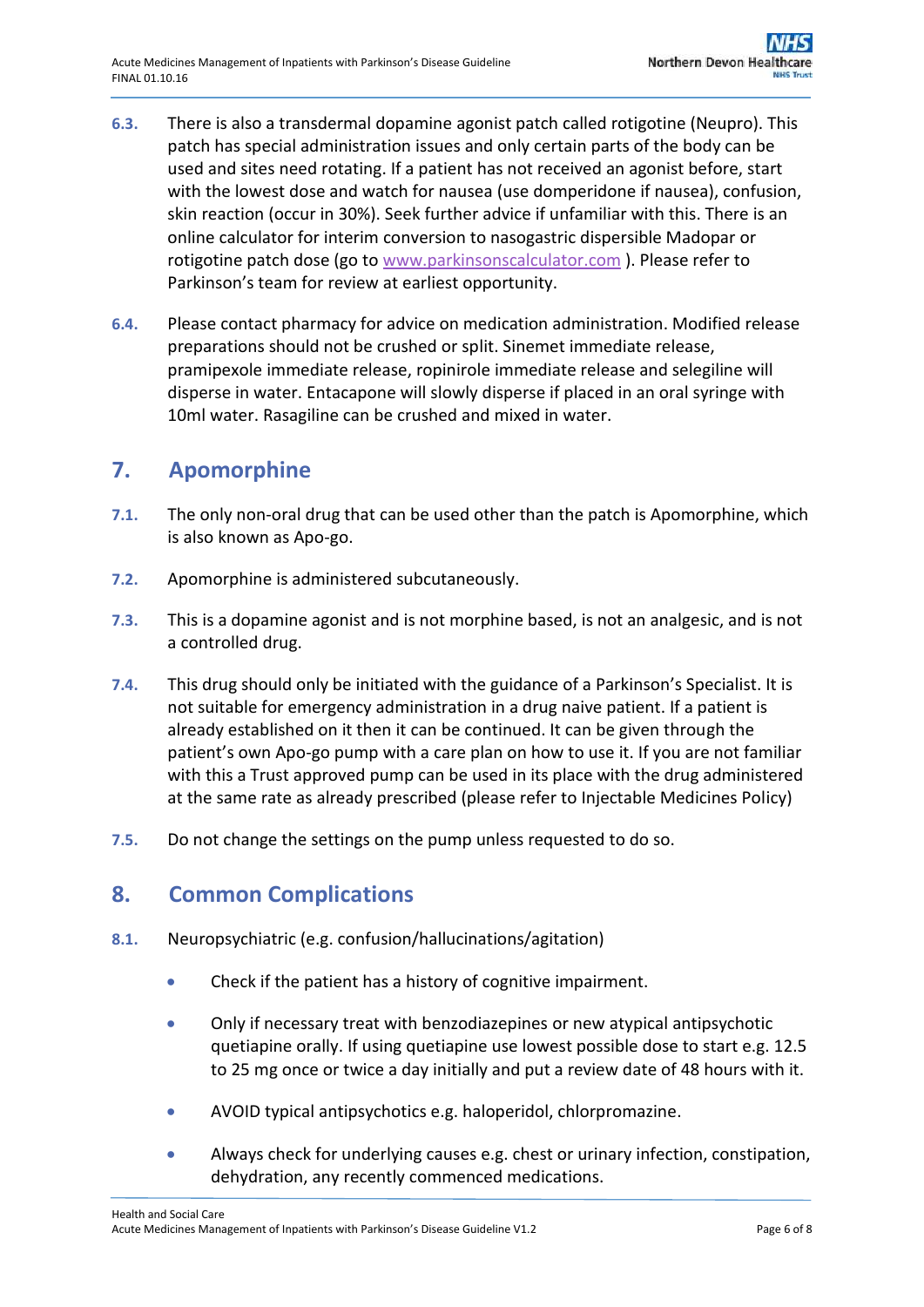**6.3.** There is also a transdermal dopamine agonist patch called rotigotine (Neupro). This patch has special administration issues and only certain parts of the body can be used and sites need rotating. If a patient has not received an agonist before, start with the lowest dose and watch for nausea (use domperidone if nausea), confusion, skin reaction (occur in 30%). Seek further advice if unfamiliar with this. There is an online calculator for interim conversion to nasogastric dispersible Madopar or rotigotine patch dose (go to [www.parkinsonscalculator.com](http://www.parkinsonscalculator.com) ). Please refer to Parkinson's team for review at earliest opportunity.

**6.4.** Please contact pharmacy for advice on medication administration. Modified release preparations should not be crushed or split. Sinemet immediate release, pramipexole immediate release, ropinirole immediate release and selegiline will disperse in water. Entacapone will slowly disperse if placed in an oral syringe with 10ml water. Rasagiline can be crushed and mixed in water.

## 7. Apomorphine

**7.1.** The only non-oral drug that can be used other than the patch is Apomorphine, which is also known as Apo-go.

**7.2.** Apomorphine is administered subcutaneously.

**7.3.** This is a dopamine agonist and is not morphine based, is not an analgesic, and is not a controlled drug.

**7.4.** This drug should only be initiated with the guidance of a Parkinson's Specialist. It is not suitable for emergency administration in a drug naive patient. If a patient is already established on it then it can be continued. It can be given through the patient's own Apo-go pump with a care plan on how to use it. If you are not familiar with this a Trust approved pump can be used in its place with the drug administered at the same rate as already prescribed (please refer to Injectable Medicines Policy)

**7.5.** Do not change the settings on the pump unless requested to do so.

## 8. Common Complications

**8.1.** Neuropsychiatric (e.g. confusion/hallucinations/agitation)

- Check if the patient has a history of cognitive impairment.
- Only if necessary treat with benzodiazepines or new atypical antipsychotic quetiapine orally. If using quetiapine use lowest possible dose to start e.g. 12.5 to 25 mg once or twice a day initially and put a review date of 48 hours with it.
- AVOID typical antipsychotics e.g. haloperidol, chlorpromazine.
- Always check for underlying causes e.g. chest or urinary infection, constipation, dehydration, any recently commenced medications.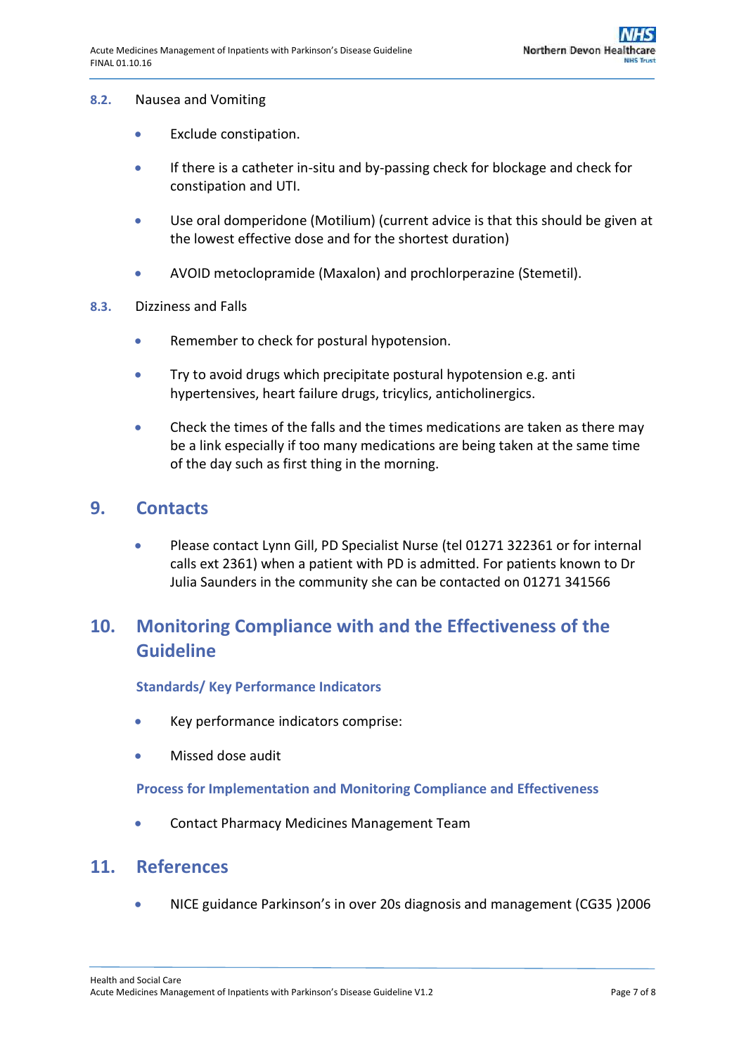### 8.2. Nausea and Vomiting

- Exclude constipation.
- If there is a catheter in-situ and by-passing check for blockage and check for constipation and UTI.
- Use oral domperidone (Motilium) (current advice is that this should be given at the lowest effective dose and for the shortest duration)
- AVOID metoclopramide (Maxalon) and prochlorperazine (Stemetil).

### 8.3. Dizziness and Falls

- Remember to check for postural hypotension.
- Try to avoid drugs which precipitate postural hypotension e.g. anti hypertensives, heart failure drugs, tricylics, anticholinergics.
- Check the times of the falls and the times medications are taken as there may be a link especially if too many medications are being taken at the same time of the day such as first thing in the morning.

## 9. Contacts

- Please contact Lynn Gill, PD Specialist Nurse (tel 01271 322361 or for internal calls ext 2361) when a patient with PD is admitted. For patients known to Dr Julia Saunders in the community she can be contacted on 01271 341566

## 10. Monitoring Compliance with and the Effectiveness of the Guideline

### Standards/ Key Performance Indicators

- Key performance indicators comprise:
- Missed dose audit

### Process for Implementation and Monitoring Compliance and Effectiveness

- Contact Pharmacy Medicines Management Team

## 11. References

- NICE guidance Parkinson's in over 20s diagnosis and management (CG35 )2006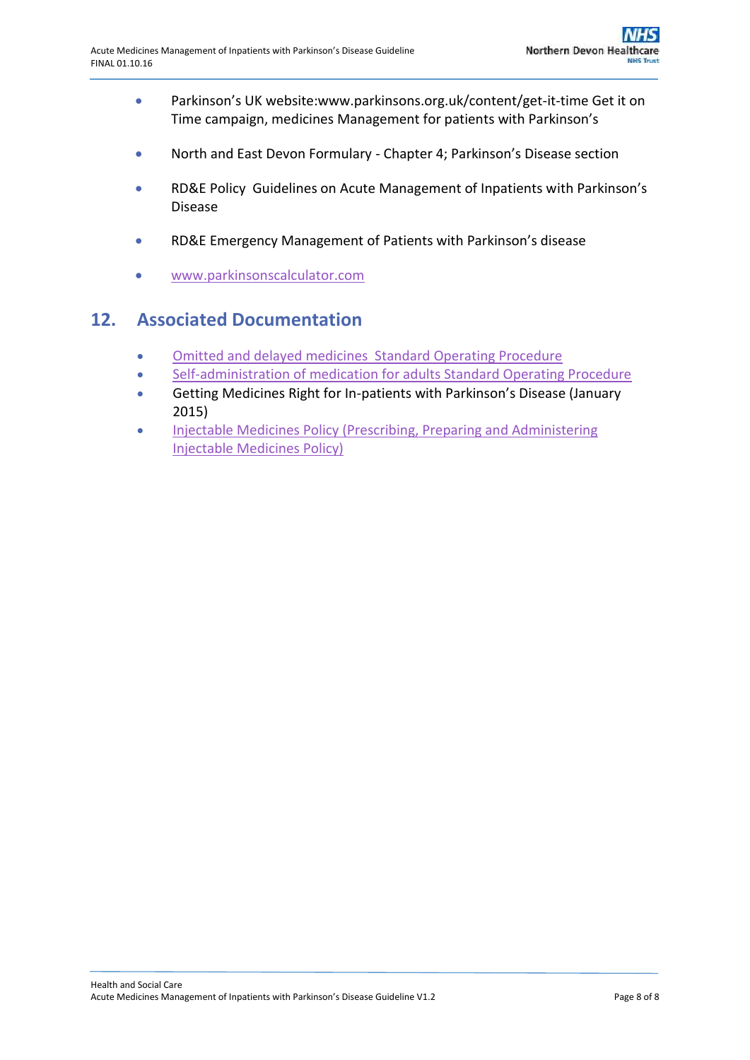- Parkinson's UK website:www.parkinsons.org.uk/content/get-it-time Get it on Time campaign, medicines Management for patients with Parkinson's
- North and East Devon Formulary - Chapter 4; Parkinson's Disease section
- RD&E Policy Guidelines on Acute Management of Inpatients with Parkinson's Disease
- RD&E Emergency Management of Patients with Parkinson's disease
- www.parkinsonscalculator.com

## 12. Associated Documentation

- Omitted and delayed medicines Standard Operating Procedure
- Self-administration of medication for adults Standard Operating Procedure
- Getting Medicines Right for In-patients with Parkinson's Disease (January 2015)
- Injectable Medicines Policy (Prescribing, Preparing and Administering Injectable Medicines Policy)